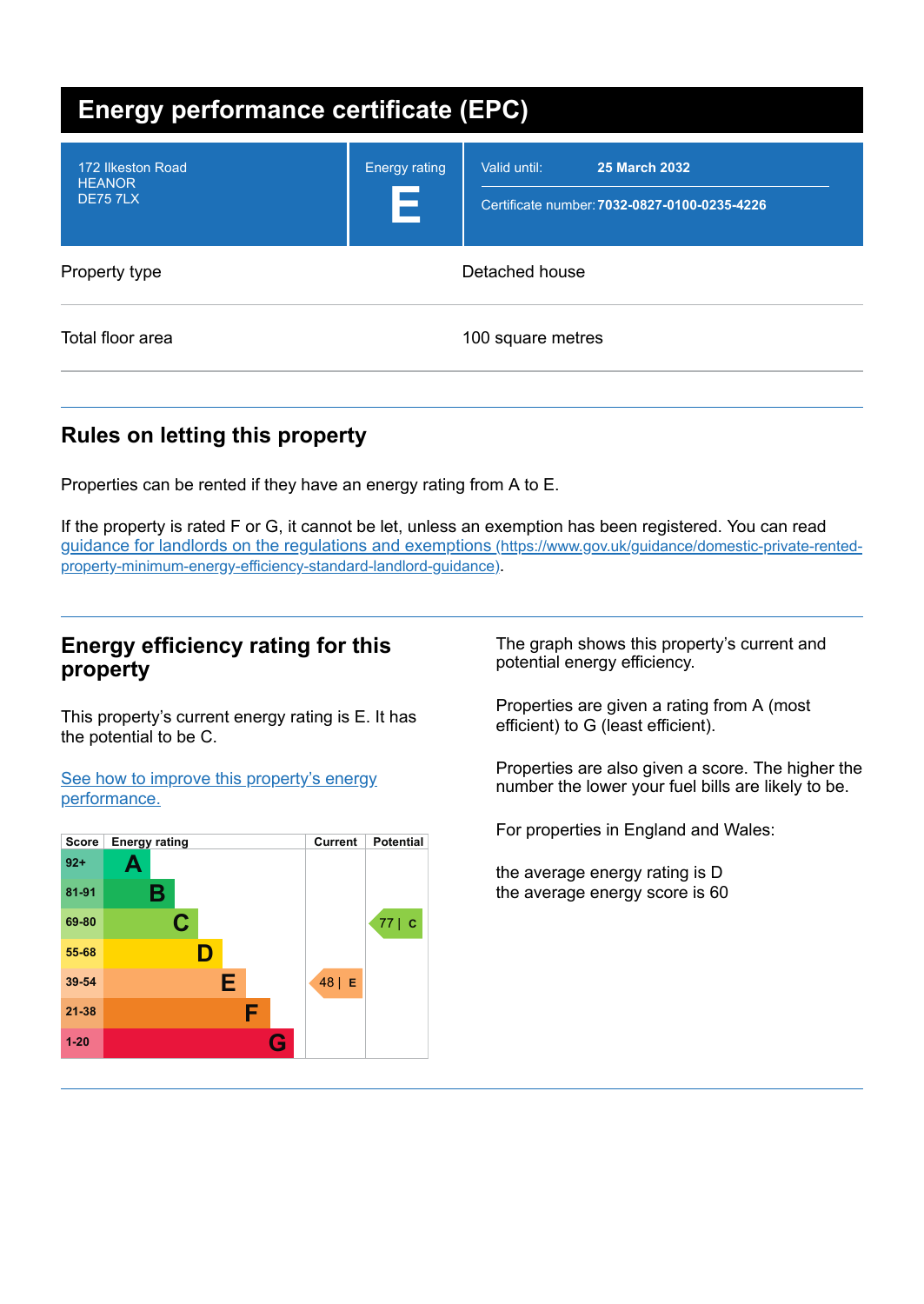# Energy performance certificate (EPC)

| | | |
|---|---|---|
| 172 Ilkeston Road<br>HEANOR<br>DE75 7LX | Energy rating<br>**E** | Valid until: **25 March 2032**<br>Certificate number: **7032-0827-0100-0235-4226** |

| | |
|---|---|
| Property type | Detached house |
| Total floor area | 100 square metres |

## Rules on letting this property

Properties can be rented if they have an energy rating from A to E.

If the property is rated F or G, it cannot be let, unless an exemption has been registered. You can read guidance for landlords on the regulations and exemptions (https://www.gov.uk/guidance/domestic-private-rented-property-minimum-energy-efficiency-standard-landlord-guidance).

## Energy efficiency rating for this property

This property's current energy rating is E. It has the potential to be C.

See how to improve this property's energy performance.

| Score | Energy rating | Current | Potential |
|---|---|---|---|
| 92+ | A | | |
| 81-91 | B | | |
| 69-80 | C | | 77 \| C |
| 55-68 | D | | |
| 39-54 | E | 48 \| E | |
| 21-38 | F | | |
| 1-20 | G | | |

The graph shows this property's current and potential energy efficiency.

Properties are given a rating from A (most efficient) to G (least efficient).

Properties are also given a score. The higher the number the lower your fuel bills are likely to be.

For properties in England and Wales:

the average energy rating is D
the average energy score is 60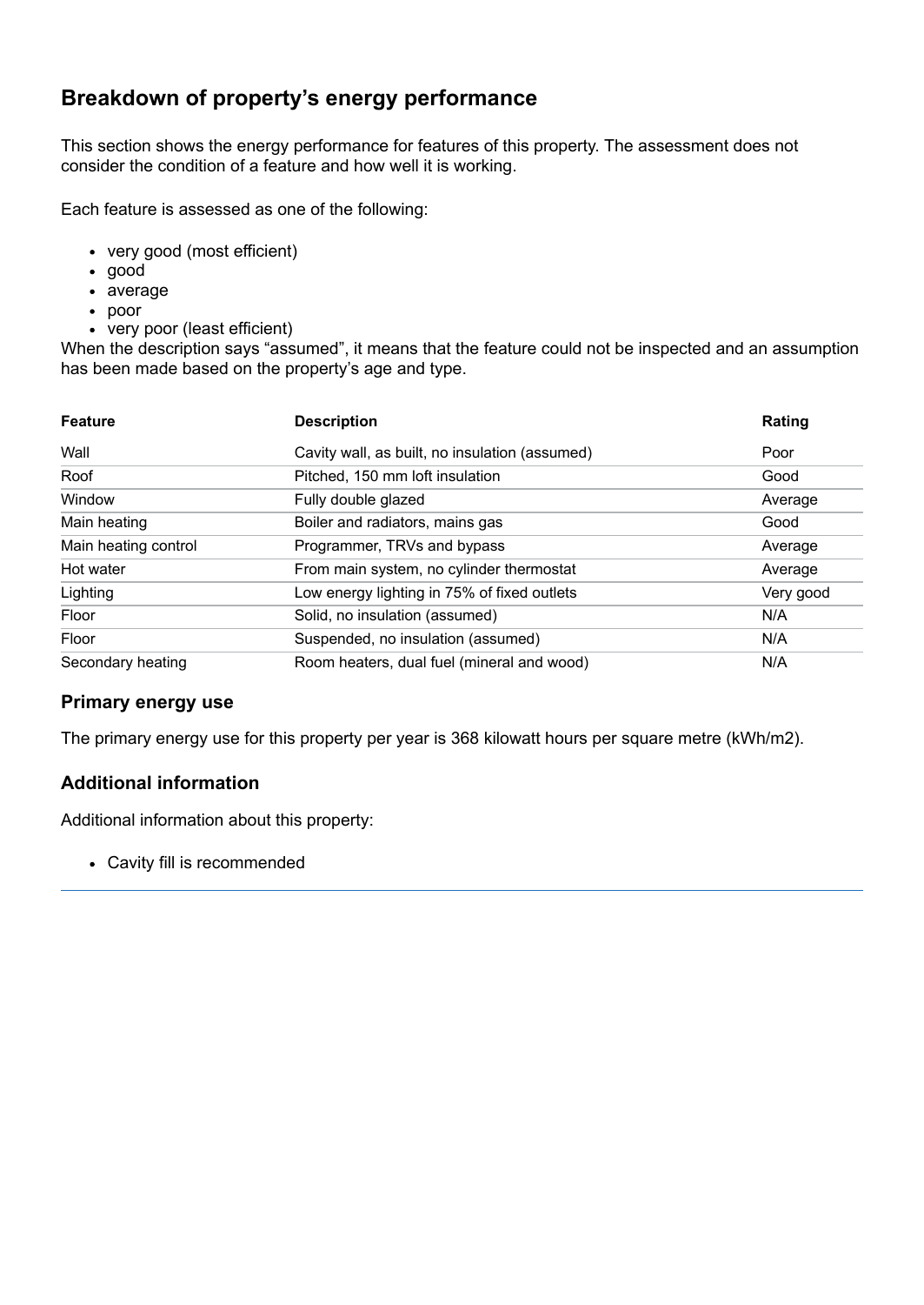## Breakdown of property's energy performance

This section shows the energy performance for features of this property. The assessment does not consider the condition of a feature and how well it is working.

Each feature is assessed as one of the following:

- very good (most efficient)
- good
- average
- poor
- very poor (least efficient)

When the description says "assumed", it means that the feature could not be inspected and an assumption has been made based on the property's age and type.

| Feature | Description | Rating |
| --- | --- | --- |
| Wall | Cavity wall, as built, no insulation (assumed) | Poor |
| Roof | Pitched, 150 mm loft insulation | Good |
| Window | Fully double glazed | Average |
| Main heating | Boiler and radiators, mains gas | Good |
| Main heating control | Programmer, TRVs and bypass | Average |
| Hot water | From main system, no cylinder thermostat | Average |
| Lighting | Low energy lighting in 75% of fixed outlets | Very good |
| Floor | Solid, no insulation (assumed) | N/A |
| Floor | Suspended, no insulation (assumed) | N/A |
| Secondary heating | Room heaters, dual fuel (mineral and wood) | N/A |

### Primary energy use

The primary energy use for this property per year is 368 kilowatt hours per square metre (kWh/m2).

### Additional information

Additional information about this property:

- Cavity fill is recommended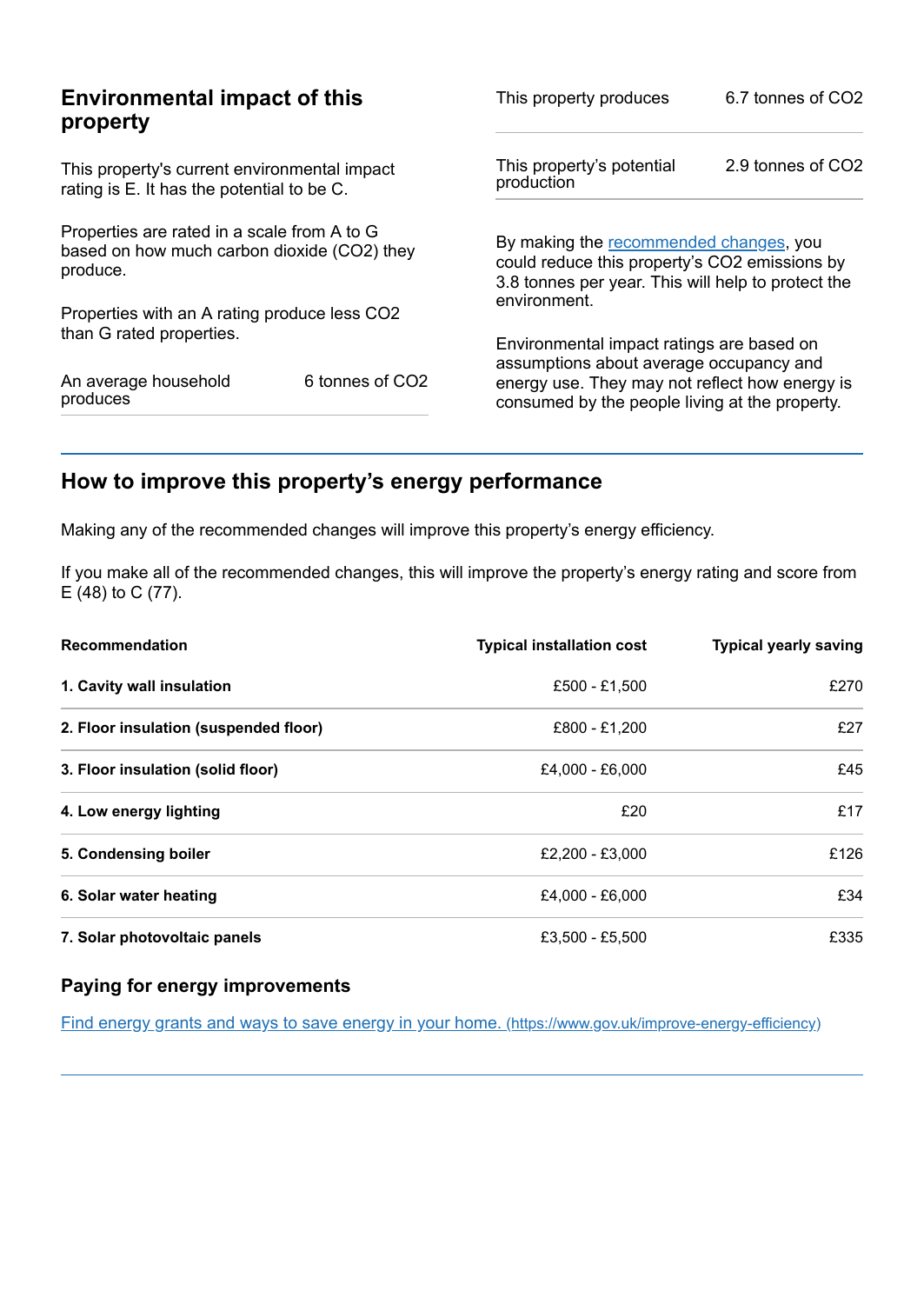## Environmental impact of this property

This property's current environmental impact rating is E. It has the potential to be C.

Properties are rated in a scale from A to G based on how much carbon dioxide ($CO_2$) they produce.

Properties with an A rating produce less $CO_2$ than G rated properties.

| | |
|---|---|
| An average household produces | 6 tonnes of $CO_2$ |

| | |
|---|---|
| This property produces | 6.7 tonnes of $CO_2$ |
| This property's potential production | 2.9 tonnes of $CO_2$ |

By making the recommended changes, you could reduce this property's $CO_2$ emissions by 3.8 tonnes per year. This will help to protect the environment.

Environmental impact ratings are based on assumptions about average occupancy and energy use. They may not reflect how energy is consumed by the people living at the property.

## How to improve this property's energy performance

Making any of the recommended changes will improve this property's energy efficiency.

If you make all of the recommended changes, this will improve the property's energy rating and score from E (48) to C (77).

| Recommendation | Typical installation cost | Typical yearly saving |
|---|---|---|
| **1. Cavity wall insulation** | £500 - £1,500 | £270 |
| **2. Floor insulation (suspended floor)** | £800 - £1,200 | £27 |
| **3. Floor insulation (solid floor)** | £4,000 - £6,000 | £45 |
| **4. Low energy lighting** | £20 | £17 |
| **5. Condensing boiler** | £2,200 - £3,000 | £126 |
| **6. Solar water heating** | £4,000 - £6,000 | £34 |
| **7. Solar photovoltaic panels** | £3,500 - £5,500 | £335 |

### Paying for energy improvements

[Find energy grants and ways to save energy in your home. (https://www.gov.uk/improve-energy-efficiency)](https://www.gov.uk/improve-energy-efficiency)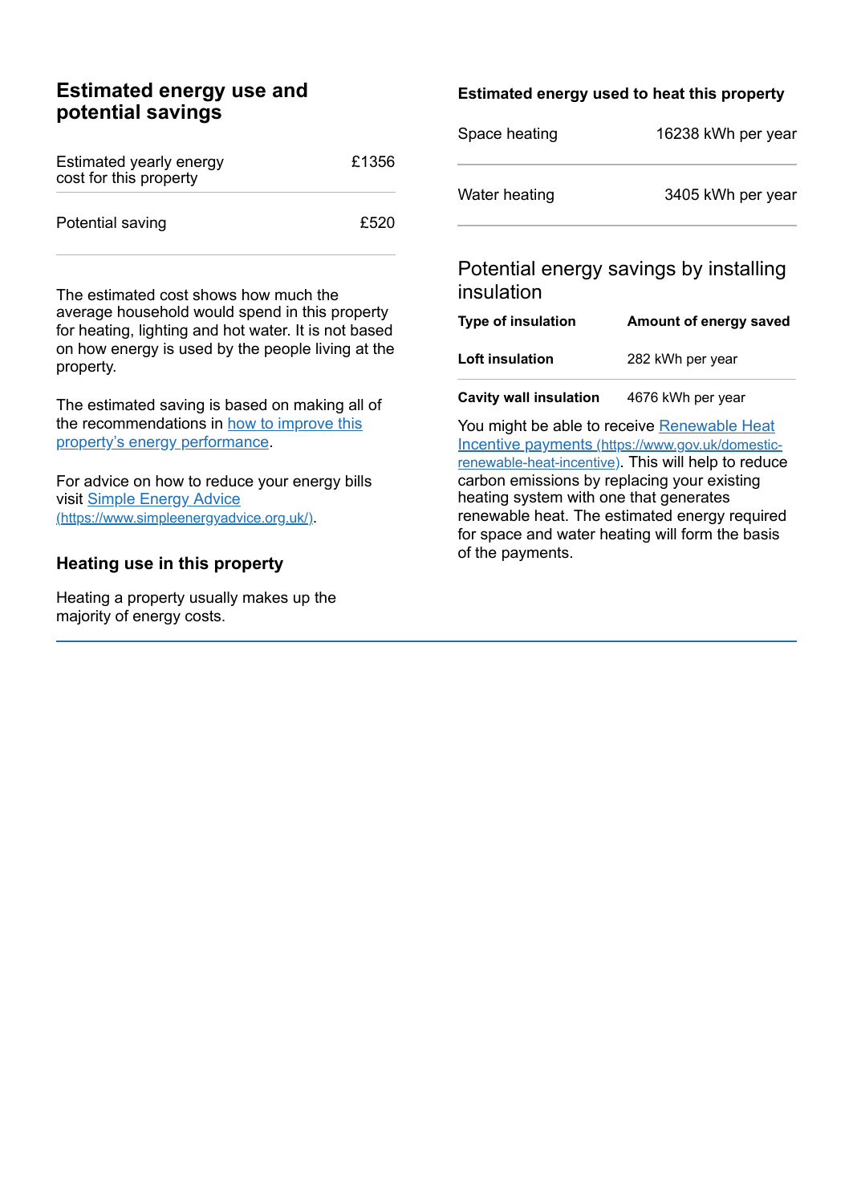## Estimated energy use and potential savings

| Estimated yearly energy cost for this property | £1356 |
|---|---|
| Potential saving | £520 |

The estimated cost shows how much the average household would spend in this property for heating, lighting and hot water. It is not based on how energy is used by the people living at the property.

The estimated saving is based on making all of the recommendations in how to improve this property's energy performance.

For advice on how to reduce your energy bills visit Simple Energy Advice (https://www.simpleenergyadvice.org.uk/).

### Heating use in this property

Heating a property usually makes up the majority of energy costs.

### Estimated energy used to heat this property

| Space heating | 16238 kWh per year |
|---|---|
| Water heating | 3405 kWh per year |

### Potential energy savings by installing insulation

| Type of insulation | Amount of energy saved |
|---|---|
| **Loft insulation** | 282 kWh per year |
| **Cavity wall insulation** | 4676 kWh per year |

You might be able to receive Renewable Heat Incentive payments (https://www.gov.uk/domestic-renewable-heat-incentive). This will help to reduce carbon emissions by replacing your existing heating system with one that generates renewable heat. The estimated energy required for space and water heating will form the basis of the payments.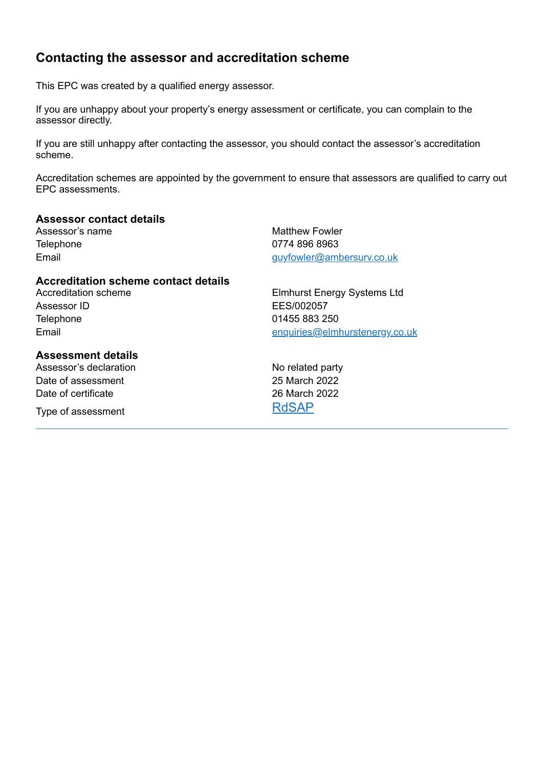## Contacting the assessor and accreditation scheme

This EPC was created by a qualified energy assessor.

If you are unhappy about your property's energy assessment or certificate, you can complain to the assessor directly.

If you are still unhappy after contacting the assessor, you should contact the assessor's accreditation scheme.

Accreditation schemes are appointed by the government to ensure that assessors are qualified to carry out EPC assessments.

### Assessor contact details

| | |
|---|---|
| Assessor's name | Matthew Fowler |
| Telephone | 0774 896 8963 |
| Email | guyfowler@ambersurv.co.uk |

### Accreditation scheme contact details

| | |
|---|---|
| Accreditation scheme | Elmhurst Energy Systems Ltd |
| Assessor ID | EES/002057 |
| Telephone | 01455 883 250 |
| Email | enquiries@elmhurstenergy.co.uk |

### Assessment details

| | |
|---|---|
| Assessor's declaration | No related party |
| Date of assessment | 25 March 2022 |
| Date of certificate | 26 March 2022 |
| Type of assessment | RdSAP |